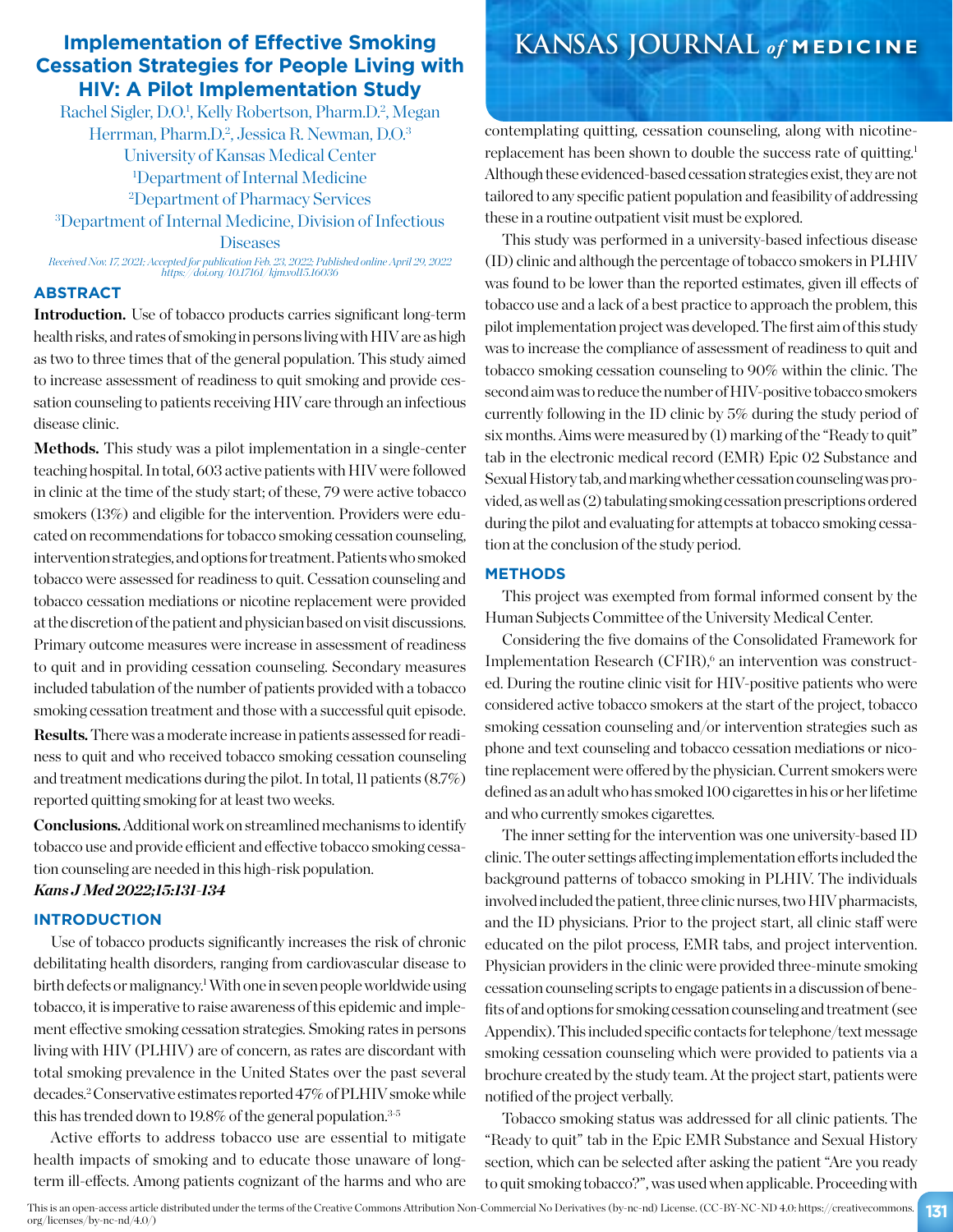# Implementation of Effective Smoking Cessation Strategies for People Living with HIV: A Pilot Implementation Study

Rachel Sigler, D.O.[1], Kelly Robertson, Pharm.D.[2], Megan Herrman, Pharm.D.[2], Jessica R. Newman, D.O.[3]

University of Kansas Medical Center
[1]Department of Internal Medicine
[2]Department of Pharmacy Services
[3]Department of Internal Medicine, Division of Infectious Diseases

*Received Nov. 17, 2021; Accepted for publication Feb. 23, 2022; Published online April 29, 2022*
*https://doi.org/10.17161/kjm.vol15.16036*

## ABSTRACT

**Introduction.** Use of tobacco products carries significant long-term health risks, and rates of smoking in persons living with HIV are as high as two to three times that of the general population. This study aimed to increase assessment of readiness to quit smoking and provide cessation counseling to patients receiving HIV care through an infectious disease clinic.

**Methods.** This study was a pilot implementation in a single-center teaching hospital. In total, 603 active patients with HIV were followed in clinic at the time of the study start; of these, 79 were active tobacco smokers (13%) and eligible for the intervention. Providers were educated on recommendations for tobacco smoking cessation counseling, intervention strategies, and options for treatment. Patients who smoked tobacco were assessed for readiness to quit. Cessation counseling and tobacco cessation mediations or nicotine replacement were provided at the discretion of the patient and physician based on visit discussions. Primary outcome measures were increase in assessment of readiness to quit and in providing cessation counseling. Secondary measures included tabulation of the number of patients provided with a tobacco smoking cessation treatment and those with a successful quit episode.

**Results.** There was a moderate increase in patients assessed for readiness to quit and who received tobacco smoking cessation counseling and treatment medications during the pilot. In total, 11 patients (8.7%) reported quitting smoking for at least two weeks.

**Conclusions.** Additional work on streamlined mechanisms to identify tobacco use and provide efficient and effective tobacco smoking cessation counseling are needed in this high-risk population.

***Kans J Med 2022;15:131-134***

## INTRODUCTION

Use of tobacco products significantly increases the risk of chronic debilitating health disorders, ranging from cardiovascular disease to birth defects or malignancy.[1] With one in seven people worldwide using tobacco, it is imperative to raise awareness of this epidemic and implement effective smoking cessation strategies. Smoking rates in persons living with HIV (PLHIV) are of concern, as rates are discordant with total smoking prevalence in the United States over the past several decades.[2] Conservative estimates reported 47% of PLHIV smoke while this has trended down to 19.8% of the general population.[3-5]

Active efforts to address tobacco use are essential to mitigate health impacts of smoking and to educate those unaware of long-term ill-effects. Among patients cognizant of the harms and who are contemplating quitting, cessation counseling, along with nicotine-replacement has been shown to double the success rate of quitting.[1] Although these evidenced-based cessation strategies exist, they are not tailored to any specific patient population and feasibility of addressing these in a routine outpatient visit must be explored.

This study was performed in a university-based infectious disease (ID) clinic and although the percentage of tobacco smokers in PLHIV was found to be lower than the reported estimates, given ill effects of tobacco use and a lack of a best practice to approach the problem, this pilot implementation project was developed. The first aim of this study was to increase the compliance of assessment of readiness to quit and tobacco smoking cessation counseling to 90% within the clinic. The second aim was to reduce the number of HIV-positive tobacco smokers currently following in the ID clinic by 5% during the study period of six months. Aims were measured by (1) marking of the "Ready to quit" tab in the electronic medical record (EMR) Epic 02 Substance and Sexual History tab, and marking whether cessation counseling was provided, as well as (2) tabulating smoking cessation prescriptions ordered during the pilot and evaluating for attempts at tobacco smoking cessation at the conclusion of the study period.

## METHODS

This project was exempted from formal informed consent by the Human Subjects Committee of the University Medical Center.

Considering the five domains of the Consolidated Framework for Implementation Research (CFIR),[6] an intervention was constructed. During the routine clinic visit for HIV-positive patients who were considered active tobacco smokers at the start of the project, tobacco smoking cessation counseling and/or intervention strategies such as phone and text counseling and tobacco cessation mediations or nicotine replacement were offered by the physician. Current smokers were defined as an adult who has smoked 100 cigarettes in his or her lifetime and who currently smokes cigarettes.

The inner setting for the intervention was one university-based ID clinic. The outer settings affecting implementation efforts included the background patterns of tobacco smoking in PLHIV. The individuals involved included the patient, three clinic nurses, two HIV pharmacists, and the ID physicians. Prior to the project start, all clinic staff were educated on the pilot process, EMR tabs, and project intervention. Physician providers in the clinic were provided three-minute smoking cessation counseling scripts to engage patients in a discussion of benefits of and options for smoking cessation counseling and treatment (see Appendix). This included specific contacts for telephone/text message smoking cessation counseling which were provided to patients via a brochure created by the study team. At the project start, patients were notified of the project verbally.

Tobacco smoking status was addressed for all clinic patients. The "Ready to quit" tab in the Epic EMR Substance and Sexual History section, which can be selected after asking the patient "Are you ready to quit smoking tobacco?", was used when applicable. Proceeding with

This is an open-access article distributed under the terms of the Creative Commons Attribution Non-Commercial No Derivatives (by-nc-nd) License. (CC-BY-NC-ND 4.0: https://creativecommons.org/licenses/by-nc-nd/4.0/)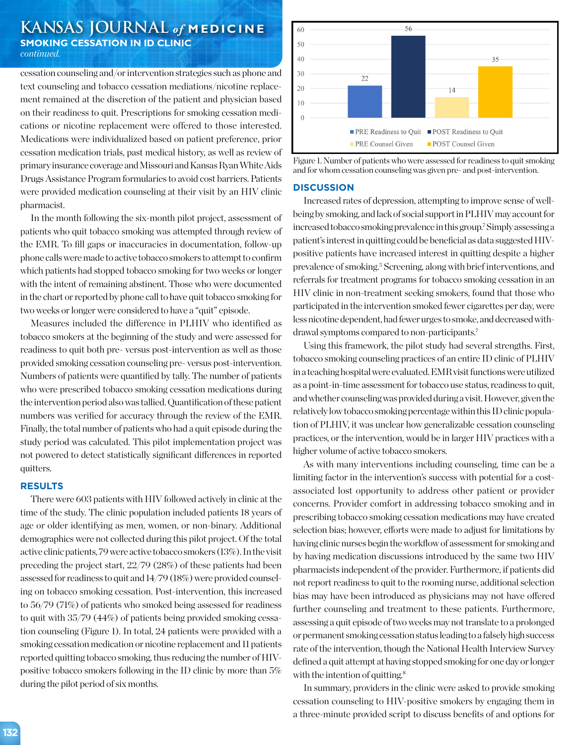cessation counseling and/or intervention strategies such as phone and text counseling and tobacco cessation mediations/nicotine replacement remained at the discretion of the patient and physician based on their readiness to quit. Prescriptions for smoking cessation medications or nicotine replacement were offered to those interested. Medications were individualized based on patient preference, prior cessation medication trials, past medical history, as well as review of primary insurance coverage and Missouri and Kansas Ryan White Aids Drugs Assistance Program formularies to avoid cost barriers. Patients were provided medication counseling at their visit by an HIV clinic pharmacist.

In the month following the six-month pilot project, assessment of patients who quit tobacco smoking was attempted through review of the EMR. To fill gaps or inaccuracies in documentation, follow-up phone calls were made to active tobacco smokers to attempt to confirm which patients had stopped tobacco smoking for two weeks or longer with the intent of remaining abstinent. Those who were documented in the chart or reported by phone call to have quit tobacco smoking for two weeks or longer were considered to have a "quit" episode.

Measures included the difference in PLHIV who identified as tobacco smokers at the beginning of the study and were assessed for readiness to quit both pre- versus post-intervention as well as those provided smoking cessation counseling pre- versus post-intervention. Numbers of patients were quantified by tally. The number of patients who were prescribed tobacco smoking cessation medications during the intervention period also was tallied. Quantification of these patient numbers was verified for accuracy through the review of the EMR. Finally, the total number of patients who had a quit episode during the study period was calculated. This pilot implementation project was not powered to detect statistically significant differences in reported quitters.

## RESULTS

There were 603 patients with HIV followed actively in clinic at the time of the study. The clinic population included patients 18 years of age or older identifying as men, women, or non-binary. Additional demographics were not collected during this pilot project. Of the total active clinic patients, 79 were active tobacco smokers (13%). In the visit preceding the project start, 22/79 (28%) of these patients had been assessed for readiness to quit and 14/79 (18%) were provided counseling on tobacco smoking cessation. Post-intervention, this increased to 56/79 (71%) of patients who smoked being assessed for readiness to quit with 35/79 (44%) of patients being provided smoking cessation counseling (Figure 1). In total, 24 patients were provided with a smoking cessation medication or nicotine replacement and 11 patients reported quitting tobacco smoking, thus reducing the number of HIV-positive tobacco smokers following in the ID clinic by more than 5% during the pilot period of six months.

| | Number of patients |
|---|---|
| PRE Readiness to Quit | 22 |
| POST Readiness to Quit | 56 |
| PRE Counsel Given | 14 |
| POST Counsel Given | 35 |

Figure 1. Number of patients who were assessed for readiness to quit smoking and for whom cessation counseling was given pre- and post-intervention.

## DISCUSSION

Increased rates of depression, attempting to improve sense of well-being by smoking, and lack of social support in PLHIV may account for increased tobacco smoking prevalence in this group.[7] Simply assessing a patient's interest in quitting could be beneficial as data suggested HIV-positive patients have increased interest in quitting despite a higher prevalence of smoking.[5] Screening, along with brief interventions, and referrals for treatment programs for tobacco smoking cessation in an HIV clinic in non-treatment seeking smokers, found that those who participated in the intervention smoked fewer cigarettes per day, were less nicotine dependent, had fewer urges to smoke, and decreased withdrawal symptoms compared to non-participants.[7]

Using this framework, the pilot study had several strengths. First, tobacco smoking counseling practices of an entire ID clinic of PLHIV in a teaching hospital were evaluated. EMR visit functions were utilized as a point-in-time assessment for tobacco use status, readiness to quit, and whether counseling was provided during a visit. However, given the relatively low tobacco smoking percentage within this ID clinic population of PLHIV, it was unclear how generalizable cessation counseling practices, or the intervention, would be in larger HIV practices with a higher volume of active tobacco smokers.

As with many interventions including counseling, time can be a limiting factor in the intervention's success with potential for a cost-associated lost opportunity to address other patient or provider concerns. Provider comfort in addressing tobacco smoking and in prescribing tobacco smoking cessation medications may have created selection bias; however, efforts were made to adjust for limitations by having clinic nurses begin the workflow of assessment for smoking and by having medication discussions introduced by the same two HIV pharmacists independent of the provider. Furthermore, if patients did not report readiness to quit to the rooming nurse, additional selection bias may have been introduced as physicians may not have offered further counseling and treatment to these patients. Furthermore, assessing a quit episode of two weeks may not translate to a prolonged or permanent smoking cessation status leading to a falsely high success rate of the intervention, though the National Health Interview Survey defined a quit attempt at having stopped smoking for one day or longer with the intention of quitting.[8]

In summary, providers in the clinic were asked to provide smoking cessation counseling to HIV-positive smokers by engaging them in a three-minute provided script to discuss benefits of and options for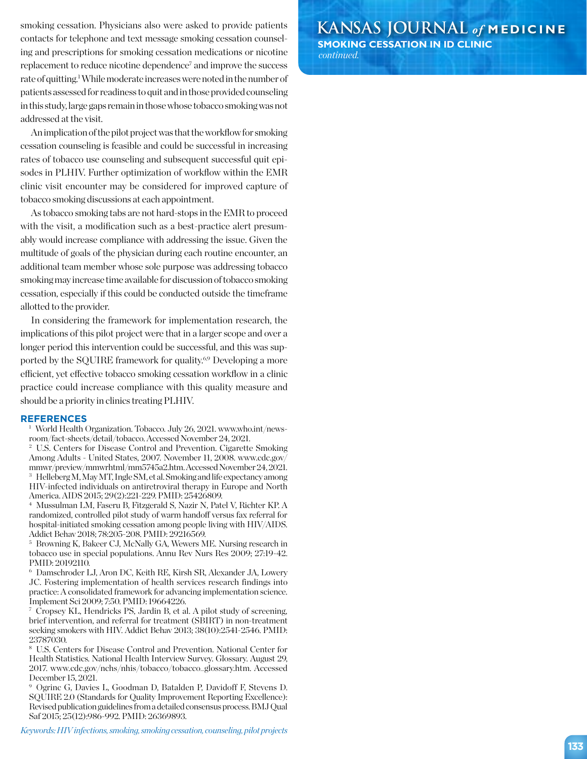smoking cessation. Physicians also were asked to provide patients contacts for telephone and text message smoking cessation counseling and prescriptions for smoking cessation medications or nicotine replacement to reduce nicotine dependence[7] and improve the success rate of quitting.[1] While moderate increases were noted in the number of patients assessed for readiness to quit and in those provided counseling in this study, large gaps remain in those whose tobacco smoking was not addressed at the visit.

An implication of the pilot project was that the workflow for smoking cessation counseling is feasible and could be successful in increasing rates of tobacco use counseling and subsequent successful quit episodes in PLHIV. Further optimization of workflow within the EMR clinic visit encounter may be considered for improved capture of tobacco smoking discussions at each appointment.

As tobacco smoking tabs are not hard-stops in the EMR to proceed with the visit, a modification such as a best-practice alert presumably would increase compliance with addressing the issue. Given the multitude of goals of the physician during each routine encounter, an additional team member whose sole purpose was addressing tobacco smoking may increase time available for discussion of tobacco smoking cessation, especially if this could be conducted outside the timeframe allotted to the provider.

In considering the framework for implementation research, the implications of this pilot project were that in a larger scope and over a longer period this intervention could be successful, and this was supported by the SQUIRE framework for quality.[6,9] Developing a more efficient, yet effective tobacco smoking cessation workflow in a clinic practice could increase compliance with this quality measure and should be a priority in clinics treating PLHIV.

## REFERENCES

1. World Health Organization. Tobacco. July 26, 2021. www.who.int/newsroom/fact-sheets/detail/tobacco. Accessed November 24, 2021.
2. U.S. Centers for Disease Control and Prevention. Cigarette Smoking Among Adults - United States, 2007. November 11, 2008. www.cdc.gov/mmwr/preview/mmwrhtml/mm5745a2.htm. Accessed November 24, 2021.
3. Helleberg M, May MT, Ingle SM, et al. Smoking and life expectancy among HIV-infected individuals on antiretroviral therapy in Europe and North America. AIDS 2015; 29(2):221-229. PMID: 25426809.
4. Mussulman LM, Faseru B, Fitzgerald S, Nazir N, Patel V, Richter KP. A randomized, controlled pilot study of warm handoff versus fax referral for hospital-initiated smoking cessation among people living with HIV/AIDS. Addict Behav 2018; 78:205-208. PMID: 29216569.
5. Browning K, Bakeer CJ, McNally GA, Wewers ME. Nursing research in tobacco use in special populations. Annu Rev Nurs Res 2009; 27:19-42. PMID: 20192110.
6. Damschroder LJ, Aron DC, Keith RE, Kirsh SR, Alexander JA, Lowery JC. Fostering implementation of health services research findings into practice: A consolidated framework for advancing implementation science. Implement Sci 2009; 7:50. PMID: 19664226.
7. Cropsey KL, Hendricks PS, Jardin B, et al. A pilot study of screening, brief intervention, and referral for treatment (SBIRT) in non-treatment seeking smokers with HIV. Addict Behav 2013; 38(10):2541-2546. PMID: 23787030.
8. U.S. Centers for Disease Control and Prevention. National Center for Health Statistics. National Health Interview Survey. Glossary. August 29, 2017. www.cdc.gov/nchs/nhis/tobacco/tobacco_glossary.htm. Accessed December 15, 2021.
9. Ogrinc G, Davies L, Goodman D, Batalden P, Davidoff F, Stevens D. SQUIRE 2.0 (Standards for Quality Improvement Reporting Excellence): Revised publication guidelines from a detailed consensus process. BMJ Qual Saf 2015; 25(12):986-992. PMID: 26369893.

*Keywords: HIV infections, smoking, smoking cessation, counseling, pilot projects*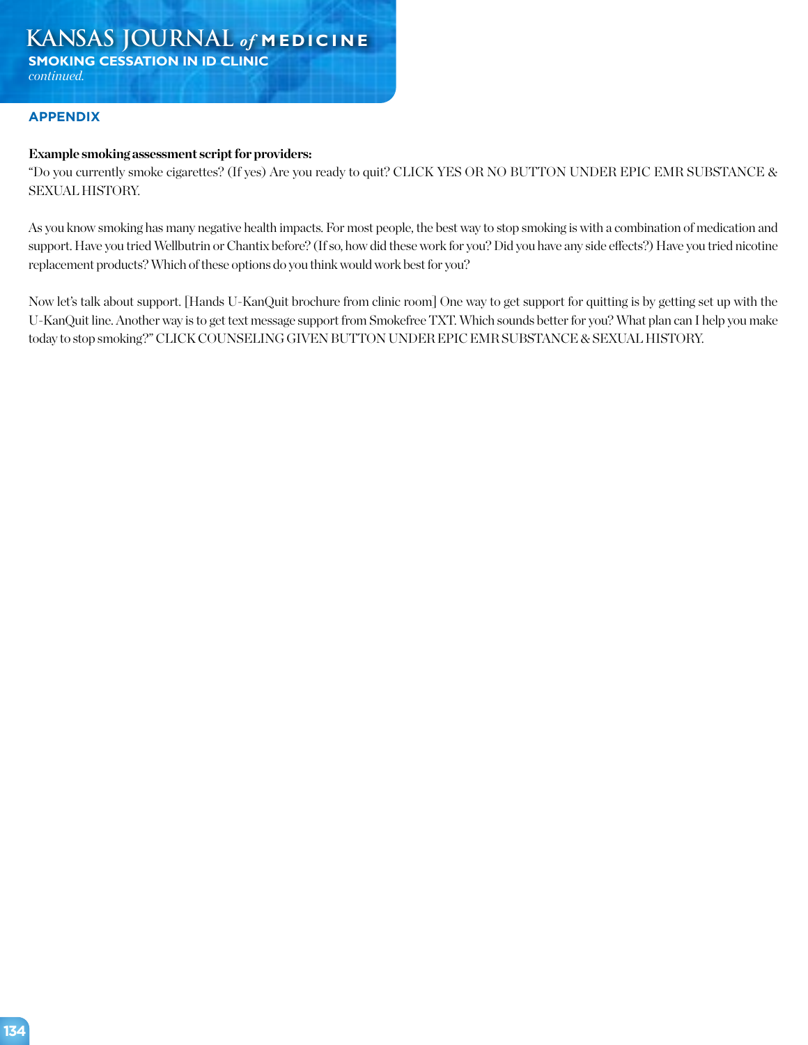## APPENDIX

**Example smoking assessment script for providers:**

"Do you currently smoke cigarettes? (If yes) Are you ready to quit? CLICK YES OR NO BUTTON UNDER EPIC EMR SUBSTANCE & SEXUAL HISTORY.

As you know smoking has many negative health impacts. For most people, the best way to stop smoking is with a combination of medication and support. Have you tried Wellbutrin or Chantix before? (If so, how did these work for you? Did you have any side effects?) Have you tried nicotine replacement products? Which of these options do you think would work best for you?

Now let's talk about support. [Hands U-KanQuit brochure from clinic room] One way to get support for quitting is by getting set up with the U-KanQuit line. Another way is to get text message support from Smokefree TXT. Which sounds better for you? What plan can I help you make today to stop smoking?" CLICK COUNSELING GIVEN BUTTON UNDER EPIC EMR SUBSTANCE & SEXUAL HISTORY.